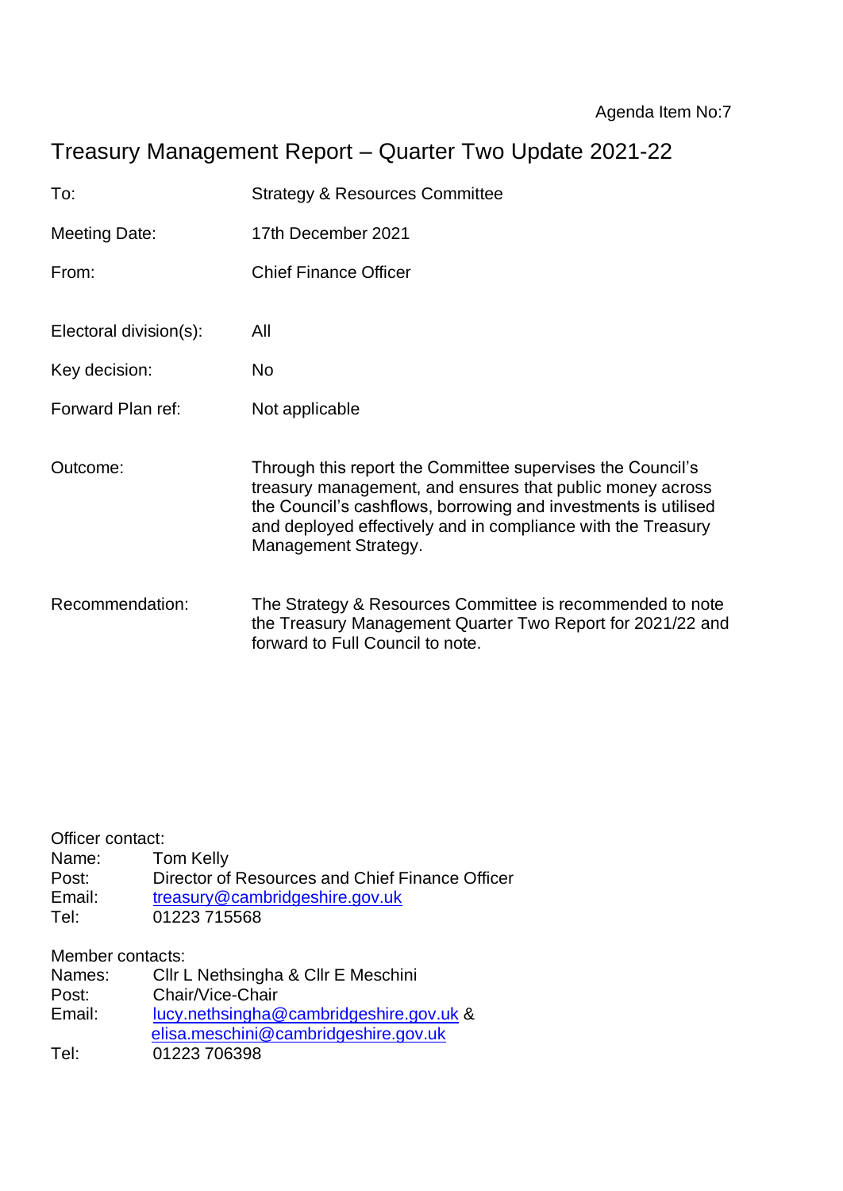Agenda Item No:7

# Treasury Management Report – Quarter Two Update 2021-22

| | |
|---|---|
| To: | Strategy & Resources Committee |
| Meeting Date: | 17th December 2021 |
| From: | Chief Finance Officer |
| Electoral division(s): | All |
| Key decision: | No |
| Forward Plan ref: | Not applicable |
| Outcome: | Through this report the Committee supervises the Council's treasury management, and ensures that public money across the Council's cashflows, borrowing and investments is utilised and deployed effectively and in compliance with the Treasury Management Strategy. |
| Recommendation: | The Strategy & Resources Committee is recommended to note the Treasury Management Quarter Two Report for 2021/22 and forward to Full Council to note. |

Officer contact:
Name: Tom Kelly
Post: Director of Resources and Chief Finance Officer
Email: treasury@cambridgeshire.gov.uk
Tel: 01223 715568

Member contacts:
Names: Cllr L Nethsingha & Cllr E Meschini
Post: Chair/Vice-Chair
Email: lucy.nethsingha@cambridgeshire.gov.uk & elisa.meschini@cambridgeshire.gov.uk
Tel: 01223 706398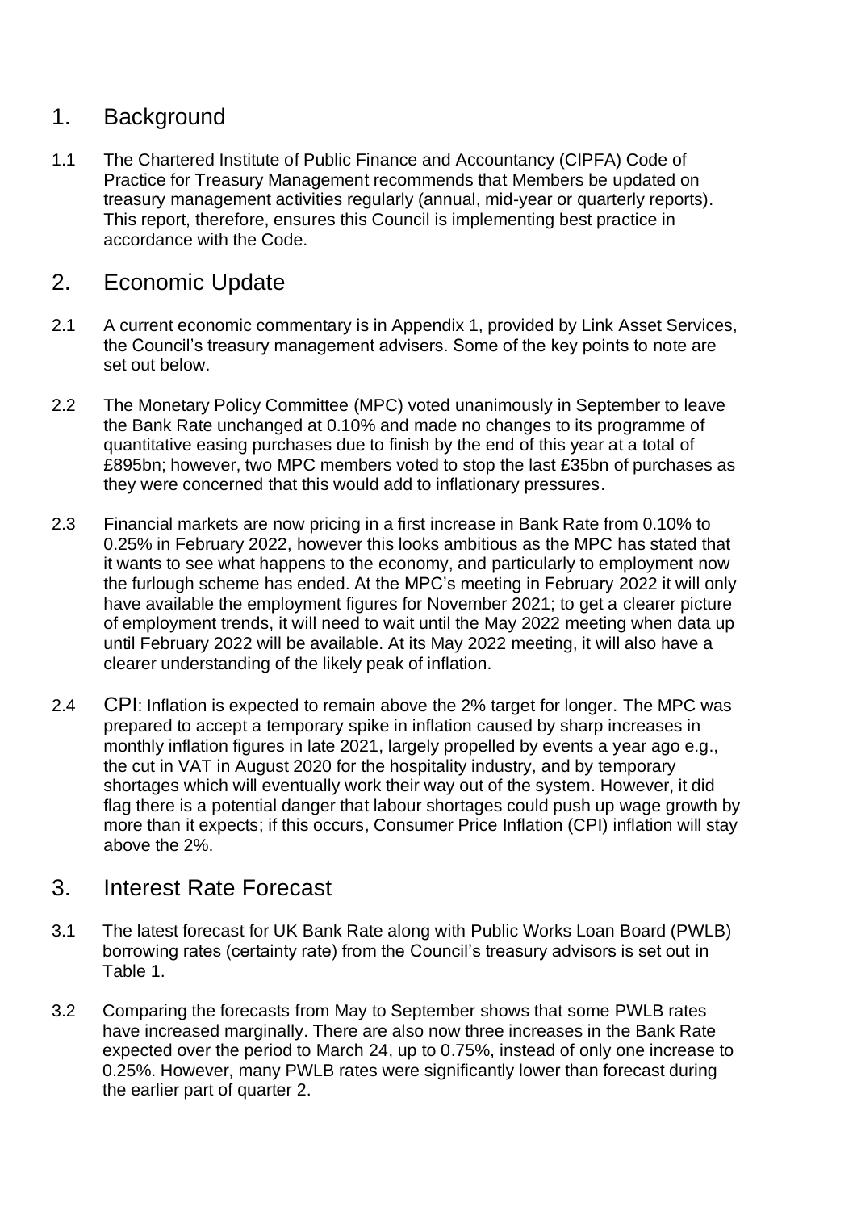## 1. Background

1.1 The Chartered Institute of Public Finance and Accountancy (CIPFA) Code of Practice for Treasury Management recommends that Members be updated on treasury management activities regularly (annual, mid-year or quarterly reports). This report, therefore, ensures this Council is implementing best practice in accordance with the Code.

## 2. Economic Update

2.1 A current economic commentary is in Appendix 1, provided by Link Asset Services, the Council's treasury management advisers. Some of the key points to note are set out below.

2.2 The Monetary Policy Committee (MPC) voted unanimously in September to leave the Bank Rate unchanged at 0.10% and made no changes to its programme of quantitative easing purchases due to finish by the end of this year at a total of £895bn; however, two MPC members voted to stop the last £35bn of purchases as they were concerned that this would add to inflationary pressures.

2.3 Financial markets are now pricing in a first increase in Bank Rate from 0.10% to 0.25% in February 2022, however this looks ambitious as the MPC has stated that it wants to see what happens to the economy, and particularly to employment now the furlough scheme has ended. At the MPC's meeting in February 2022 it will only have available the employment figures for November 2021; to get a clearer picture of employment trends, it will need to wait until the May 2022 meeting when data up until February 2022 will be available. At its May 2022 meeting, it will also have a clearer understanding of the likely peak of inflation.

2.4 CPI: Inflation is expected to remain above the 2% target for longer. The MPC was prepared to accept a temporary spike in inflation caused by sharp increases in monthly inflation figures in late 2021, largely propelled by events a year ago e.g., the cut in VAT in August 2020 for the hospitality industry, and by temporary shortages which will eventually work their way out of the system. However, it did flag there is a potential danger that labour shortages could push up wage growth by more than it expects; if this occurs, Consumer Price Inflation (CPI) inflation will stay above the 2%.

## 3. Interest Rate Forecast

3.1 The latest forecast for UK Bank Rate along with Public Works Loan Board (PWLB) borrowing rates (certainty rate) from the Council's treasury advisors is set out in Table 1.

3.2 Comparing the forecasts from May to September shows that some PWLB rates have increased marginally. There are also now three increases in the Bank Rate expected over the period to March 24, up to 0.75%, instead of only one increase to 0.25%. However, many PWLB rates were significantly lower than forecast during the earlier part of quarter 2.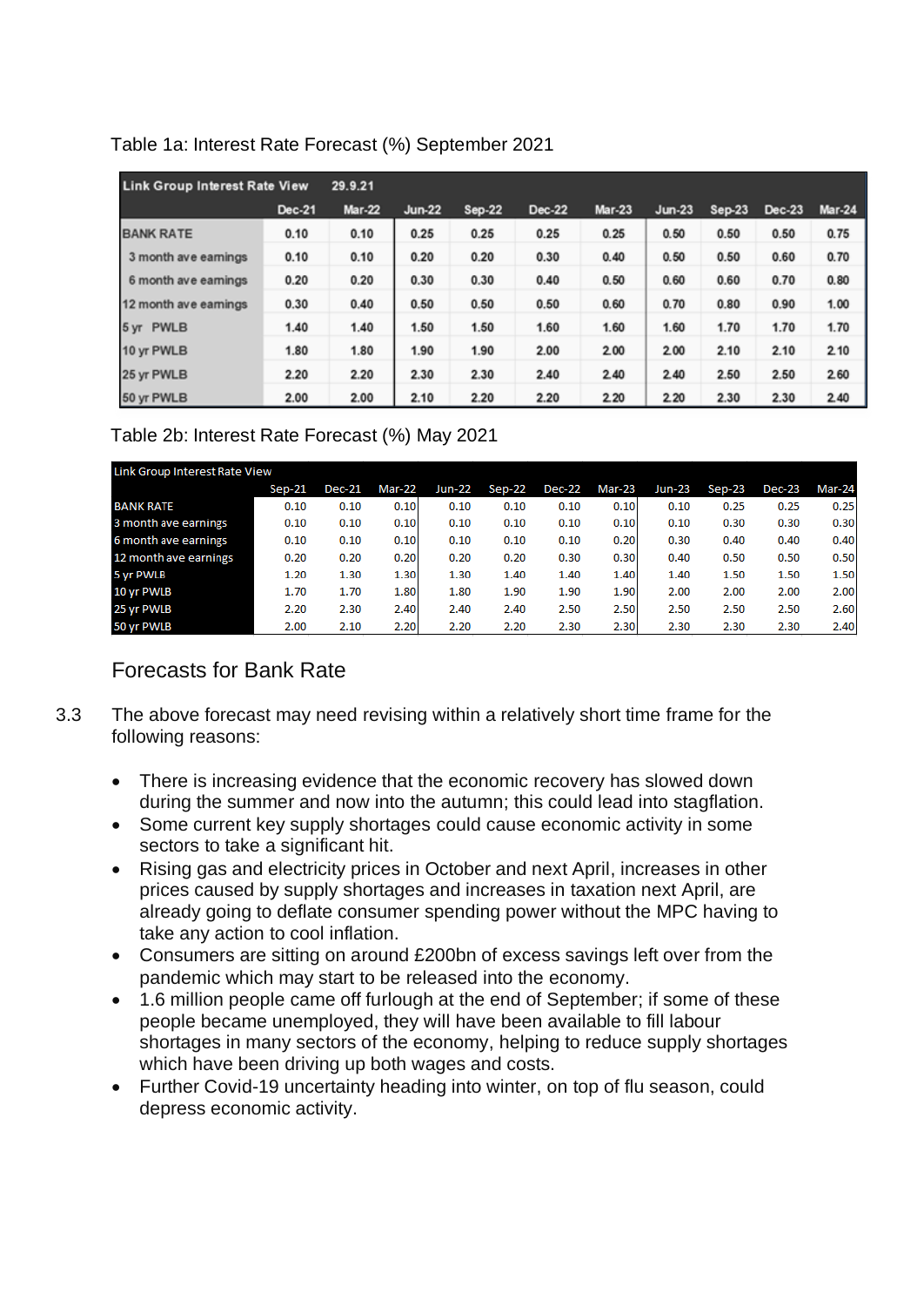Table 1a: Interest Rate Forecast (%) September 2021

| Link Group Interest Rate View | 29.9.21 | | | | | | | | | |
|---|---|---|---|---|---|---|---|---|---|---|
| | Dec-21 | Mar-22 | Jun-22 | Sep-22 | Dec-22 | Mar-23 | Jun-23 | Sep-23 | Dec-23 | Mar-24 |
| BANK RATE | 0.10 | 0.10 | 0.25 | 0.25 | 0.25 | 0.25 | 0.50 | 0.50 | 0.50 | 0.75 |
| 3 month ave earnings | 0.10 | 0.10 | 0.20 | 0.20 | 0.30 | 0.40 | 0.50 | 0.50 | 0.60 | 0.70 |
| 6 month ave earnings | 0.20 | 0.20 | 0.30 | 0.30 | 0.40 | 0.50 | 0.60 | 0.60 | 0.70 | 0.80 |
| 12 month ave earnings | 0.30 | 0.40 | 0.50 | 0.50 | 0.50 | 0.60 | 0.70 | 0.80 | 0.90 | 1.00 |
| 5 yr PWLB | 1.40 | 1.40 | 1.50 | 1.50 | 1.60 | 1.60 | 1.60 | 1.70 | 1.70 | 1.70 |
| 10 yr PWLB | 1.80 | 1.80 | 1.90 | 1.90 | 2.00 | 2.00 | 2.00 | 2.10 | 2.10 | 2.10 |
| 25 yr PWLB | 2.20 | 2.20 | 2.30 | 2.30 | 2.40 | 2.40 | 2.40 | 2.50 | 2.50 | 2.60 |
| 50 yr PWLB | 2.00 | 2.00 | 2.10 | 2.20 | 2.20 | 2.20 | 2.20 | 2.30 | 2.30 | 2.40 |

Table 2b: Interest Rate Forecast (%) May 2021

| Link Group Interest Rate View | Sep-21 | Dec-21 | Mar-22 | Jun-22 | Sep-22 | Dec-22 | Mar-23 | Jun-23 | Sep-23 | Dec-23 | Mar-24 |
|---|---|---|---|---|---|---|---|---|---|---|---|
| BANK RATE | 0.10 | 0.10 | 0.10 | 0.10 | 0.10 | 0.10 | 0.10 | 0.10 | 0.25 | 0.25 | 0.25 |
| 3 month ave earnings | 0.10 | 0.10 | 0.10 | 0.10 | 0.10 | 0.10 | 0.10 | 0.10 | 0.30 | 0.30 | 0.30 |
| 6 month ave earnings | 0.10 | 0.10 | 0.10 | 0.10 | 0.10 | 0.10 | 0.20 | 0.30 | 0.40 | 0.40 | 0.40 |
| 12 month ave earnings | 0.20 | 0.20 | 0.20 | 0.20 | 0.20 | 0.30 | 0.30 | 0.40 | 0.50 | 0.50 | 0.50 |
| 5 yr PWLB | 1.20 | 1.30 | 1.30 | 1.30 | 1.40 | 1.40 | 1.40 | 1.40 | 1.50 | 1.50 | 1.50 |
| 10 yr PWLB | 1.70 | 1.70 | 1.80 | 1.80 | 1.90 | 1.90 | 1.90 | 2.00 | 2.00 | 2.00 | 2.00 |
| 25 yr PWLB | 2.20 | 2.30 | 2.40 | 2.40 | 2.40 | 2.50 | 2.50 | 2.50 | 2.50 | 2.50 | 2.60 |
| 50 yr PWLB | 2.00 | 2.10 | 2.20 | 2.20 | 2.20 | 2.30 | 2.30 | 2.30 | 2.30 | 2.30 | 2.40 |

## Forecasts for Bank Rate

3.3 The above forecast may need revising within a relatively short time frame for the following reasons:

- There is increasing evidence that the economic recovery has slowed down during the summer and now into the autumn; this could lead into stagflation.
- Some current key supply shortages could cause economic activity in some sectors to take a significant hit.
- Rising gas and electricity prices in October and next April, increases in other prices caused by supply shortages and increases in taxation next April, are already going to deflate consumer spending power without the MPC having to take any action to cool inflation.
- Consumers are sitting on around £200bn of excess savings left over from the pandemic which may start to be released into the economy.
- 1.6 million people came off furlough at the end of September; if some of these people became unemployed, they will have been available to fill labour shortages in many sectors of the economy, helping to reduce supply shortages which have been driving up both wages and costs.
- Further Covid-19 uncertainty heading into winter, on top of flu season, could depress economic activity.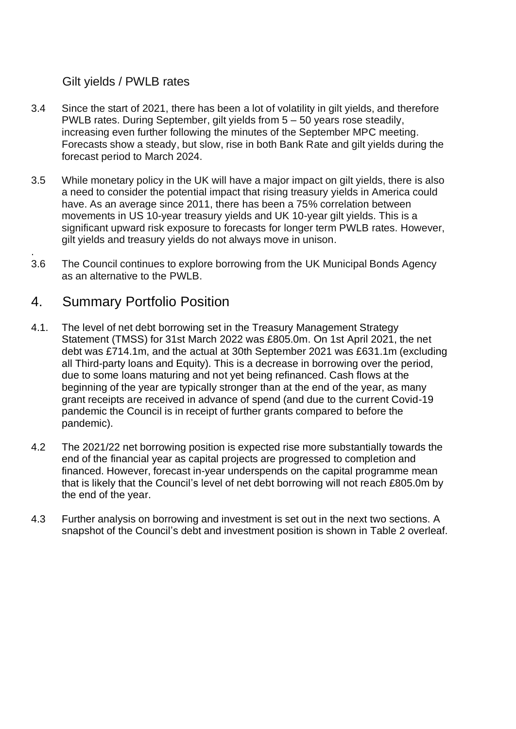### Gilt yields / PWLB rates

3.4 Since the start of 2021, there has been a lot of volatility in gilt yields, and therefore PWLB rates. During September, gilt yields from 5 – 50 years rose steadily, increasing even further following the minutes of the September MPC meeting. Forecasts show a steady, but slow, rise in both Bank Rate and gilt yields during the forecast period to March 2024.

3.5 While monetary policy in the UK will have a major impact on gilt yields, there is also a need to consider the potential impact that rising treasury yields in America could have. As an average since 2011, there has been a 75% correlation between movements in US 10-year treasury yields and UK 10-year gilt yields. This is a significant upward risk exposure to forecasts for longer term PWLB rates. However, gilt yields and treasury yields do not always move in unison.

.

3.6 The Council continues to explore borrowing from the UK Municipal Bonds Agency as an alternative to the PWLB.

## 4. Summary Portfolio Position

4.1. The level of net debt borrowing set in the Treasury Management Strategy Statement (TMSS) for 31st March 2022 was £805.0m. On 1st April 2021, the net debt was £714.1m, and the actual at 30th September 2021 was £631.1m (excluding all Third-party loans and Equity). This is a decrease in borrowing over the period, due to some loans maturing and not yet being refinanced. Cash flows at the beginning of the year are typically stronger than at the end of the year, as many grant receipts are received in advance of spend (and due to the current Covid-19 pandemic the Council is in receipt of further grants compared to before the pandemic).

4.2 The 2021/22 net borrowing position is expected rise more substantially towards the end of the financial year as capital projects are progressed to completion and financed. However, forecast in-year underspends on the capital programme mean that is likely that the Council's level of net debt borrowing will not reach £805.0m by the end of the year.

4.3 Further analysis on borrowing and investment is set out in the next two sections. A snapshot of the Council's debt and investment position is shown in Table 2 overleaf.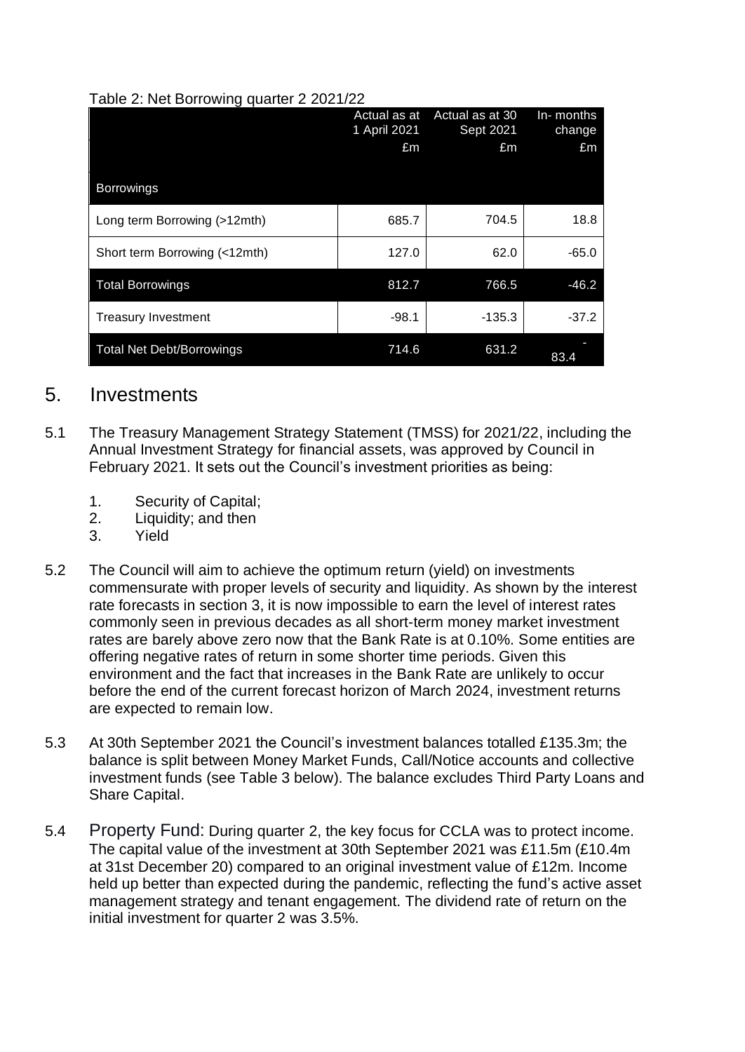Table 2: Net Borrowing quarter 2 2021/22

| | Actual as at 1 April 2021 £m | Actual as at 30 Sept 2021 £m | In- months change £m |
|---|---|---|---|
| Borrowings | | | |
| Long term Borrowing (>12mth) | 685.7 | 704.5 | 18.8 |
| Short term Borrowing (<12mth) | 127.0 | 62.0 | -65.0 |
| Total Borrowings | 812.7 | 766.5 | -46.2 |
| Treasury Investment | -98.1 | -135.3 | -37.2 |
| Total Net Debt/Borrowings | 714.6 | 631.2 | -83.4 |

## 5. Investments

5.1 The Treasury Management Strategy Statement (TMSS) for 2021/22, including the Annual Investment Strategy for financial assets, was approved by Council in February 2021. It sets out the Council's investment priorities as being:

1. Security of Capital;
2. Liquidity; and then
3. Yield

5.2 The Council will aim to achieve the optimum return (yield) on investments commensurate with proper levels of security and liquidity. As shown by the interest rate forecasts in section 3, it is now impossible to earn the level of interest rates commonly seen in previous decades as all short-term money market investment rates are barely above zero now that the Bank Rate is at 0.10%. Some entities are offering negative rates of return in some shorter time periods. Given this environment and the fact that increases in the Bank Rate are unlikely to occur before the end of the current forecast horizon of March 2024, investment returns are expected to remain low.

5.3 At 30th September 2021 the Council's investment balances totalled £135.3m; the balance is split between Money Market Funds, Call/Notice accounts and collective investment funds (see Table 3 below). The balance excludes Third Party Loans and Share Capital.

5.4 Property Fund: During quarter 2, the key focus for CCLA was to protect income. The capital value of the investment at 30th September 2021 was £11.5m (£10.4m at 31st December 20) compared to an original investment value of £12m. Income held up better than expected during the pandemic, reflecting the fund's active asset management strategy and tenant engagement. The dividend rate of return on the initial investment for quarter 2 was 3.5%.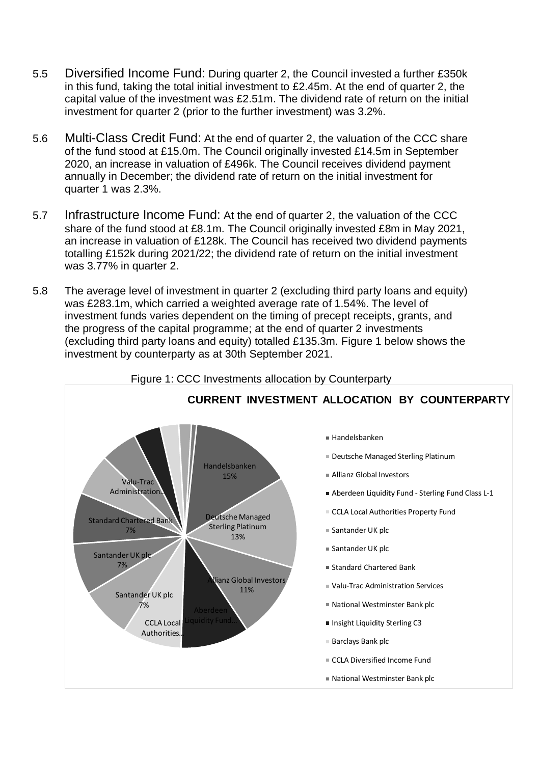5.5 Diversified Income Fund: During quarter 2, the Council invested a further £350k in this fund, taking the total initial investment to £2.45m. At the end of quarter 2, the capital value of the investment was £2.51m. The dividend rate of return on the initial investment for quarter 2 (prior to the further investment) was 3.2%.

5.6 Multi-Class Credit Fund: At the end of quarter 2, the valuation of the CCC share of the fund stood at £15.0m. The Council originally invested £14.5m in September 2020, an increase in valuation of £496k. The Council receives dividend payment annually in December; the dividend rate of return on the initial investment for quarter 1 was 2.3%.

5.7 Infrastructure Income Fund: At the end of quarter 2, the valuation of the CCC share of the fund stood at £8.1m. The Council originally invested £8m in May 2021, an increase in valuation of £128k. The Council has received two dividend payments totalling £152k during 2021/22; the dividend rate of return on the initial investment was 3.77% in quarter 2.

5.8 The average level of investment in quarter 2 (excluding third party loans and equity) was £283.1m, which carried a weighted average rate of 1.54%. The level of investment funds varies dependent on the timing of precept receipts, grants, and the progress of the capital programme; at the end of quarter 2 investments (excluding third party loans and equity) totalled £135.3m. Figure 1 below shows the investment by counterparty as at 30th September 2021.

Figure 1: CCC Investments allocation by Counterparty

**CURRENT INVESTMENT ALLOCATION BY COUNTERPARTY**

| Counterparty | Share |
|---|---|
| Handelsbanken | 15% |
| Deutsche Managed Sterling Platinum | 13% |
| Allianz Global Investors | 11% |
| Aberdeen Liquidity Fund - Sterling Fund Class L-1 | |
| CCLA Local Authorities Property Fund | |
| Santander UK plc | 7% |
| Santander UK plc | 7% |
| Standard Chartered Bank | 7% |
| Valu-Trac Administration Services | |
| National Westminster Bank plc | |
| Insight Liquidity Sterling C3 | |
| Barclays Bank plc | |
| CCLA Diversified Income Fund | |
| National Westminster Bank plc | |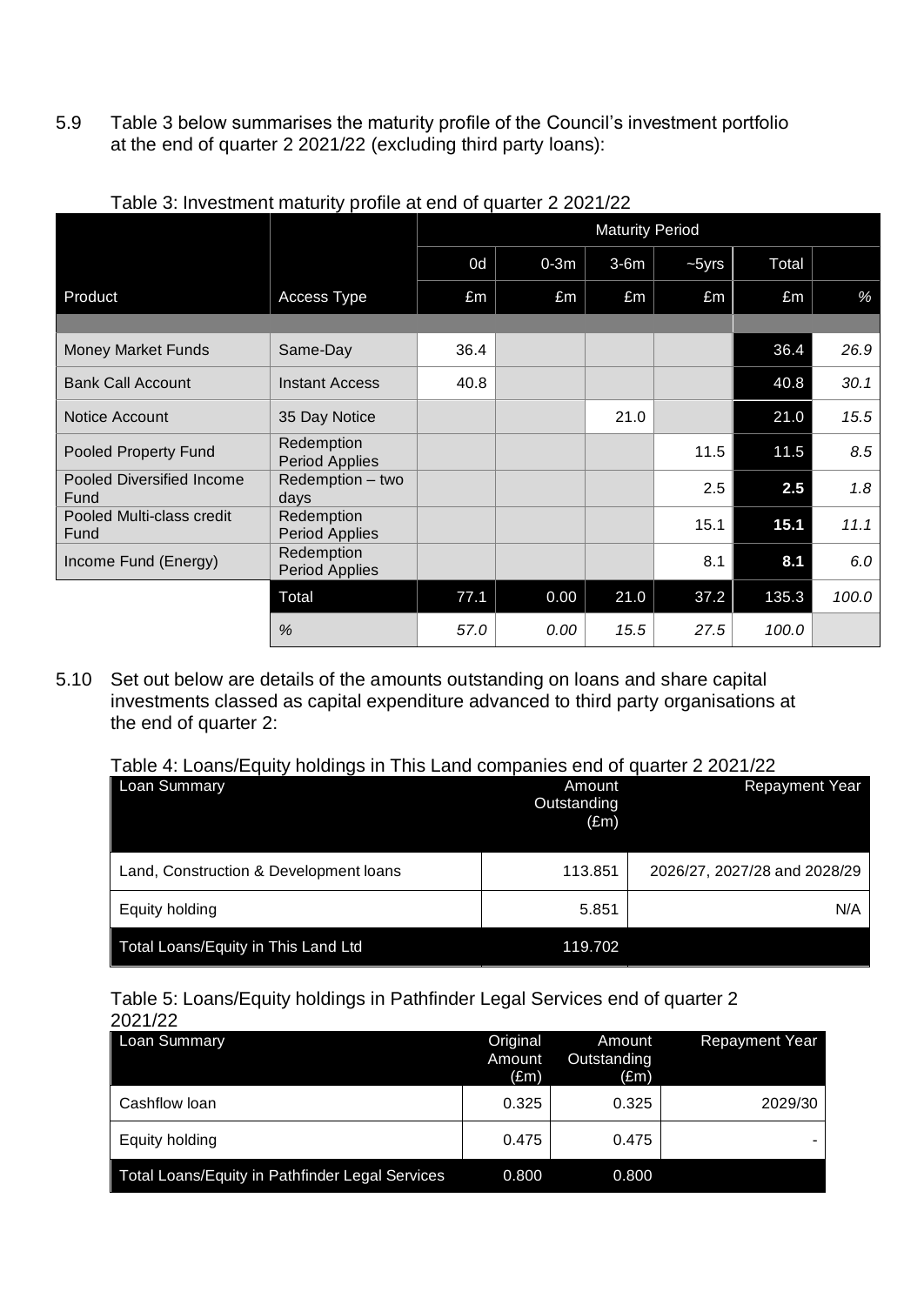5.9 Table 3 below summarises the maturity profile of the Council's investment portfolio at the end of quarter 2 2021/22 (excluding third party loans):

Table 3: Investment maturity profile at end of quarter 2 2021/22

| | | Maturity Period | | | | | |
|---|---|---|---|---|---|---|---|
| | | 0d | 0-3m | 3-6m | ~5yrs | Total | |
| Product | Access Type | £m | £m | £m | £m | £m | % |
| Money Market Funds | Same-Day | 36.4 | | | | 36.4 | *26.9* |
| Bank Call Account | Instant Access | 40.8 | | | | 40.8 | *30.1* |
| Notice Account | 35 Day Notice | | | 21.0 | | 21.0 | *15.5* |
| Pooled Property Fund | Redemption Period Applies | | | | 11.5 | 11.5 | *8.5* |
| Pooled Diversified Income Fund | Redemption – two days | | | | 2.5 | **2.5** | *1.8* |
| Pooled Multi-class credit Fund | Redemption Period Applies | | | | 15.1 | **15.1** | *11.1* |
| Income Fund (Energy) | Redemption Period Applies | | | | 8.1 | **8.1** | *6.0* |
| | Total | 77.1 | 0.00 | 21.0 | 37.2 | 135.3 | *100.0* |
| | *%* | *57.0* | *0.00* | *15.5* | *27.5* | *100.0* | |

5.10 Set out below are details of the amounts outstanding on loans and share capital investments classed as capital expenditure advanced to third party organisations at the end of quarter 2:

Table 4: Loans/Equity holdings in This Land companies end of quarter 2 2021/22

| Loan Summary | Amount Outstanding (£m) | Repayment Year |
|---|---|---|
| Land, Construction & Development loans | 113.851 | 2026/27, 2027/28 and 2028/29 |
| Equity holding | 5.851 | N/A |
| Total Loans/Equity in This Land Ltd | 119.702 | |

Table 5: Loans/Equity holdings in Pathfinder Legal Services end of quarter 2 2021/22

| Loan Summary | Original Amount (£m) | Amount Outstanding (£m) | Repayment Year |
|---|---|---|---|
| Cashflow loan | 0.325 | 0.325 | 2029/30 |
| Equity holding | 0.475 | 0.475 | - |
| Total Loans/Equity in Pathfinder Legal Services | 0.800 | 0.800 | |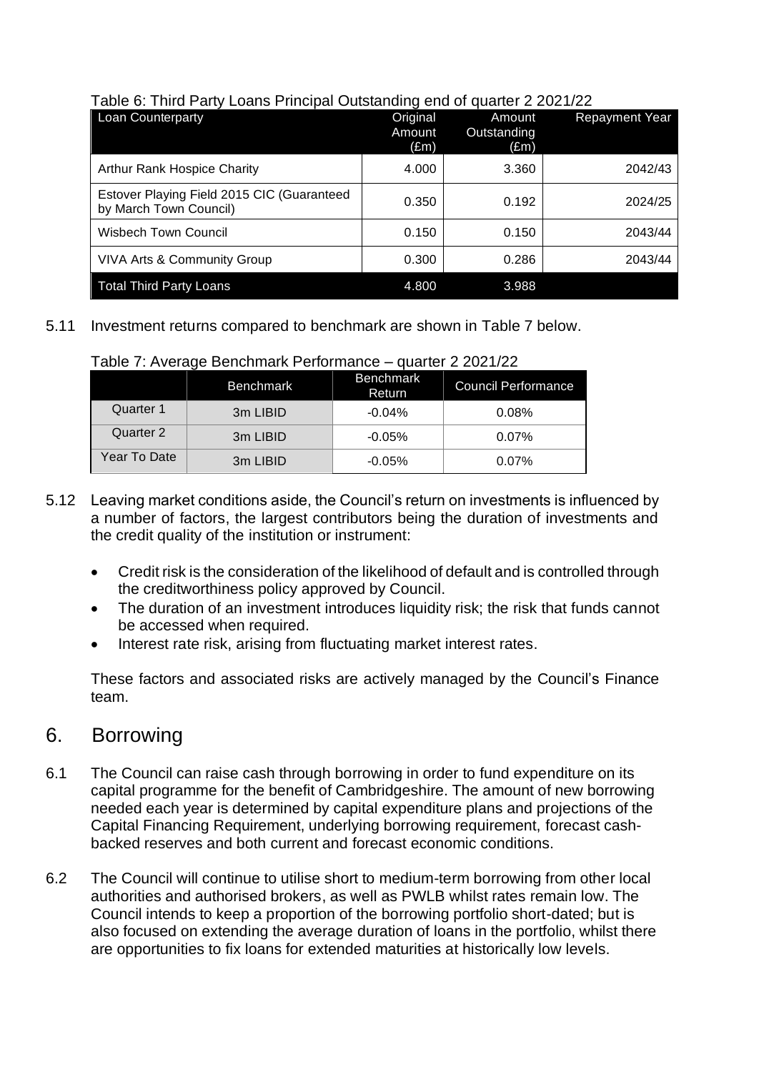Table 6: Third Party Loans Principal Outstanding end of quarter 2 2021/22

| Loan Counterparty | Original Amount (£m) | Amount Outstanding (£m) | Repayment Year |
|---|---|---|---|
| Arthur Rank Hospice Charity | 4.000 | 3.360 | 2042/43 |
| Estover Playing Field 2015 CIC (Guaranteed by March Town Council) | 0.350 | 0.192 | 2024/25 |
| Wisbech Town Council | 0.150 | 0.150 | 2043/44 |
| VIVA Arts & Community Group | 0.300 | 0.286 | 2043/44 |
| Total Third Party Loans | 4.800 | 3.988 | |

5.11 Investment returns compared to benchmark are shown in Table 7 below.

Table 7: Average Benchmark Performance – quarter 2 2021/22

| | Benchmark | Benchmark Return | Council Performance |
|---|---|---|---|
| Quarter 1 | 3m LIBID | -0.04% | 0.08% |
| Quarter 2 | 3m LIBID | -0.05% | 0.07% |
| Year To Date | 3m LIBID | -0.05% | 0.07% |

5.12 Leaving market conditions aside, the Council's return on investments is influenced by a number of factors, the largest contributors being the duration of investments and the credit quality of the institution or instrument:

- Credit risk is the consideration of the likelihood of default and is controlled through the creditworthiness policy approved by Council.
- The duration of an investment introduces liquidity risk; the risk that funds cannot be accessed when required.
- Interest rate risk, arising from fluctuating market interest rates.

These factors and associated risks are actively managed by the Council's Finance team.

## 6. Borrowing

6.1 The Council can raise cash through borrowing in order to fund expenditure on its capital programme for the benefit of Cambridgeshire. The amount of new borrowing needed each year is determined by capital expenditure plans and projections of the Capital Financing Requirement, underlying borrowing requirement, forecast cash-backed reserves and both current and forecast economic conditions.

6.2 The Council will continue to utilise short to medium-term borrowing from other local authorities and authorised brokers, as well as PWLB whilst rates remain low. The Council intends to keep a proportion of the borrowing portfolio short-dated; but is also focused on extending the average duration of loans in the portfolio, whilst there are opportunities to fix loans for extended maturities at historically low levels.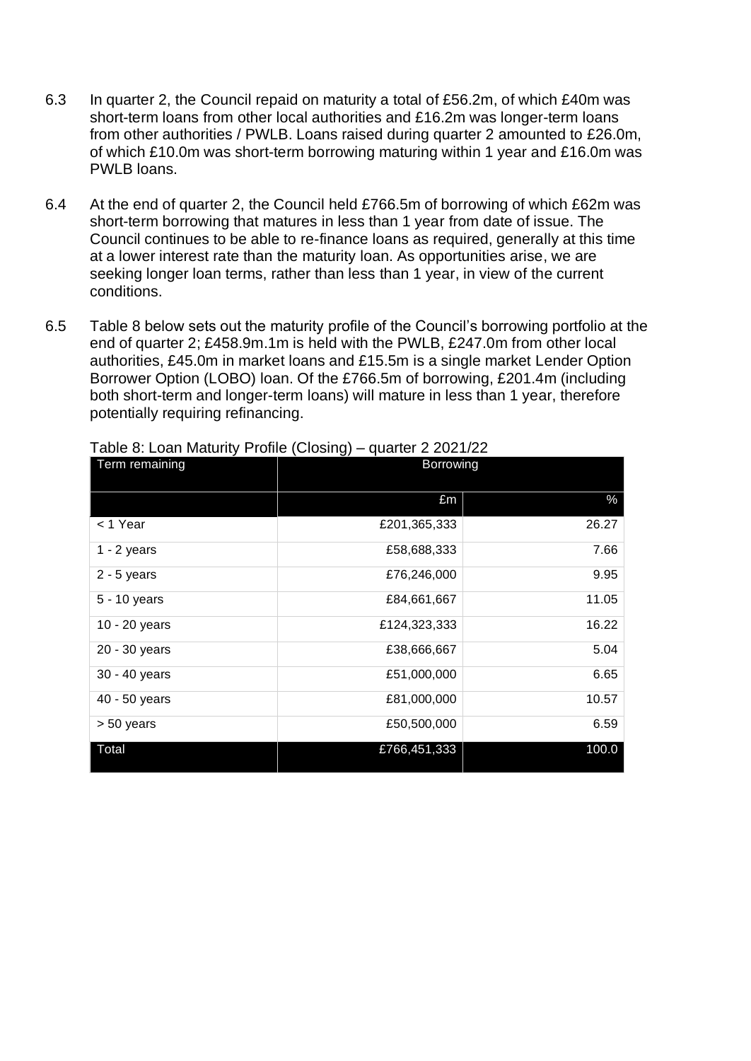6.3 In quarter 2, the Council repaid on maturity a total of £56.2m, of which £40m was short-term loans from other local authorities and £16.2m was longer-term loans from other authorities / PWLB. Loans raised during quarter 2 amounted to £26.0m, of which £10.0m was short-term borrowing maturing within 1 year and £16.0m was PWLB loans.

6.4 At the end of quarter 2, the Council held £766.5m of borrowing of which £62m was short-term borrowing that matures in less than 1 year from date of issue. The Council continues to be able to re-finance loans as required, generally at this time at a lower interest rate than the maturity loan. As opportunities arise, we are seeking longer loan terms, rather than less than 1 year, in view of the current conditions.

6.5 Table 8 below sets out the maturity profile of the Council's borrowing portfolio at the end of quarter 2; £458.9m.1m is held with the PWLB, £247.0m from other local authorities, £45.0m in market loans and £15.5m is a single market Lender Option Borrower Option (LOBO) loan. Of the £766.5m of borrowing, £201.4m (including both short-term and longer-term loans) will mature in less than 1 year, therefore potentially requiring refinancing.

Table 8: Loan Maturity Profile (Closing) – quarter 2 2021/22

| Term remaining | Borrowing | |
|---|---|---|
| | £m | % |
| < 1 Year | £201,365,333 | 26.27 |
| 1 - 2 years | £58,688,333 | 7.66 |
| 2 - 5 years | £76,246,000 | 9.95 |
| 5 - 10 years | £84,661,667 | 11.05 |
| 10 - 20 years | £124,323,333 | 16.22 |
| 20 - 30 years | £38,666,667 | 5.04 |
| 30 - 40 years | £51,000,000 | 6.65 |
| 40 - 50 years | £81,000,000 | 10.57 |
| > 50 years | £50,500,000 | 6.59 |
| Total | £766,451,333 | 100.0 |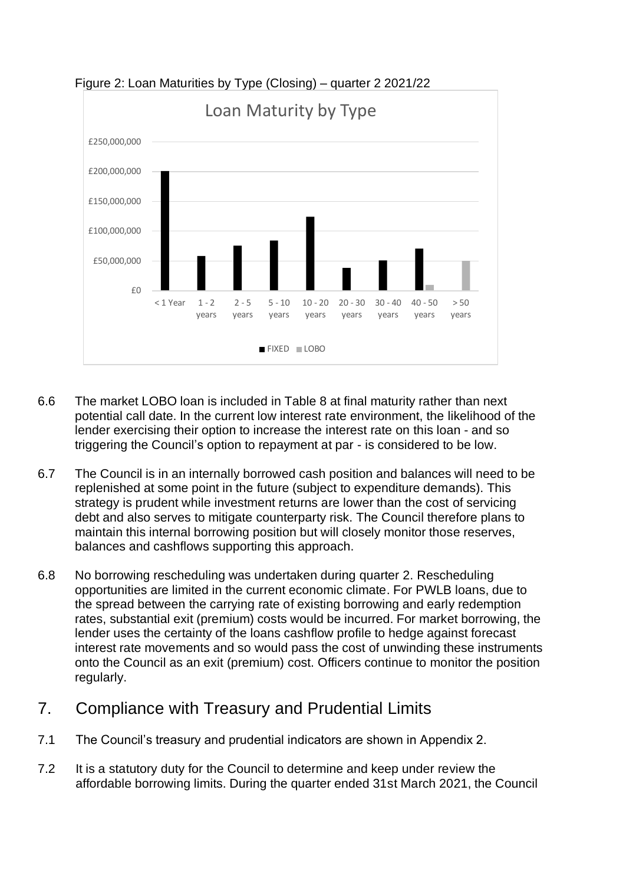Figure 2: Loan Maturities by Type (Closing) – quarter 2 2021/22

6.6 The market LOBO loan is included in Table 8 at final maturity rather than next potential call date. In the current low interest rate environment, the likelihood of the lender exercising their option to increase the interest rate on this loan - and so triggering the Council's option to repayment at par - is considered to be low.

6.7 The Council is in an internally borrowed cash position and balances will need to be replenished at some point in the future (subject to expenditure demands). This strategy is prudent while investment returns are lower than the cost of servicing debt and also serves to mitigate counterparty risk. The Council therefore plans to maintain this internal borrowing position but will closely monitor those reserves, balances and cashflows supporting this approach.

6.8 No borrowing rescheduling was undertaken during quarter 2. Rescheduling opportunities are limited in the current economic climate. For PWLB loans, due to the spread between the carrying rate of existing borrowing and early redemption rates, substantial exit (premium) costs would be incurred. For market borrowing, the lender uses the certainty of the loans cashflow profile to hedge against forecast interest rate movements and so would pass the cost of unwinding these instruments onto the Council as an exit (premium) cost. Officers continue to monitor the position regularly.

## 7. Compliance with Treasury and Prudential Limits

7.1 The Council's treasury and prudential indicators are shown in Appendix 2.

7.2 It is a statutory duty for the Council to determine and keep under review the affordable borrowing limits. During the quarter ended 31st March 2021, the Council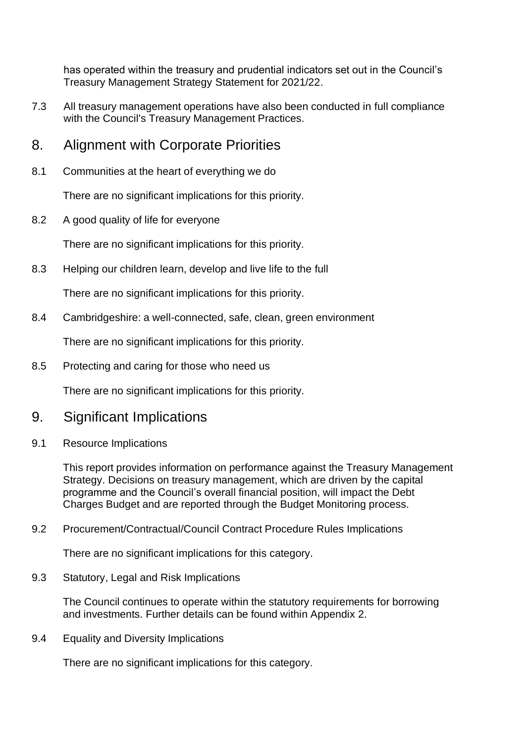has operated within the treasury and prudential indicators set out in the Council's Treasury Management Strategy Statement for 2021/22.

7.3 All treasury management operations have also been conducted in full compliance with the Council's Treasury Management Practices.

## 8. Alignment with Corporate Priorities

8.1 Communities at the heart of everything we do

There are no significant implications for this priority.

8.2 A good quality of life for everyone

There are no significant implications for this priority.

8.3 Helping our children learn, develop and live life to the full

There are no significant implications for this priority.

8.4 Cambridgeshire: a well-connected, safe, clean, green environment

There are no significant implications for this priority.

8.5 Protecting and caring for those who need us

There are no significant implications for this priority.

## 9. Significant Implications

9.1 Resource Implications

This report provides information on performance against the Treasury Management Strategy. Decisions on treasury management, which are driven by the capital programme and the Council's overall financial position, will impact the Debt Charges Budget and are reported through the Budget Monitoring process.

9.2 Procurement/Contractual/Council Contract Procedure Rules Implications

There are no significant implications for this category.

9.3 Statutory, Legal and Risk Implications

The Council continues to operate within the statutory requirements for borrowing and investments. Further details can be found within Appendix 2.

9.4 Equality and Diversity Implications

There are no significant implications for this category.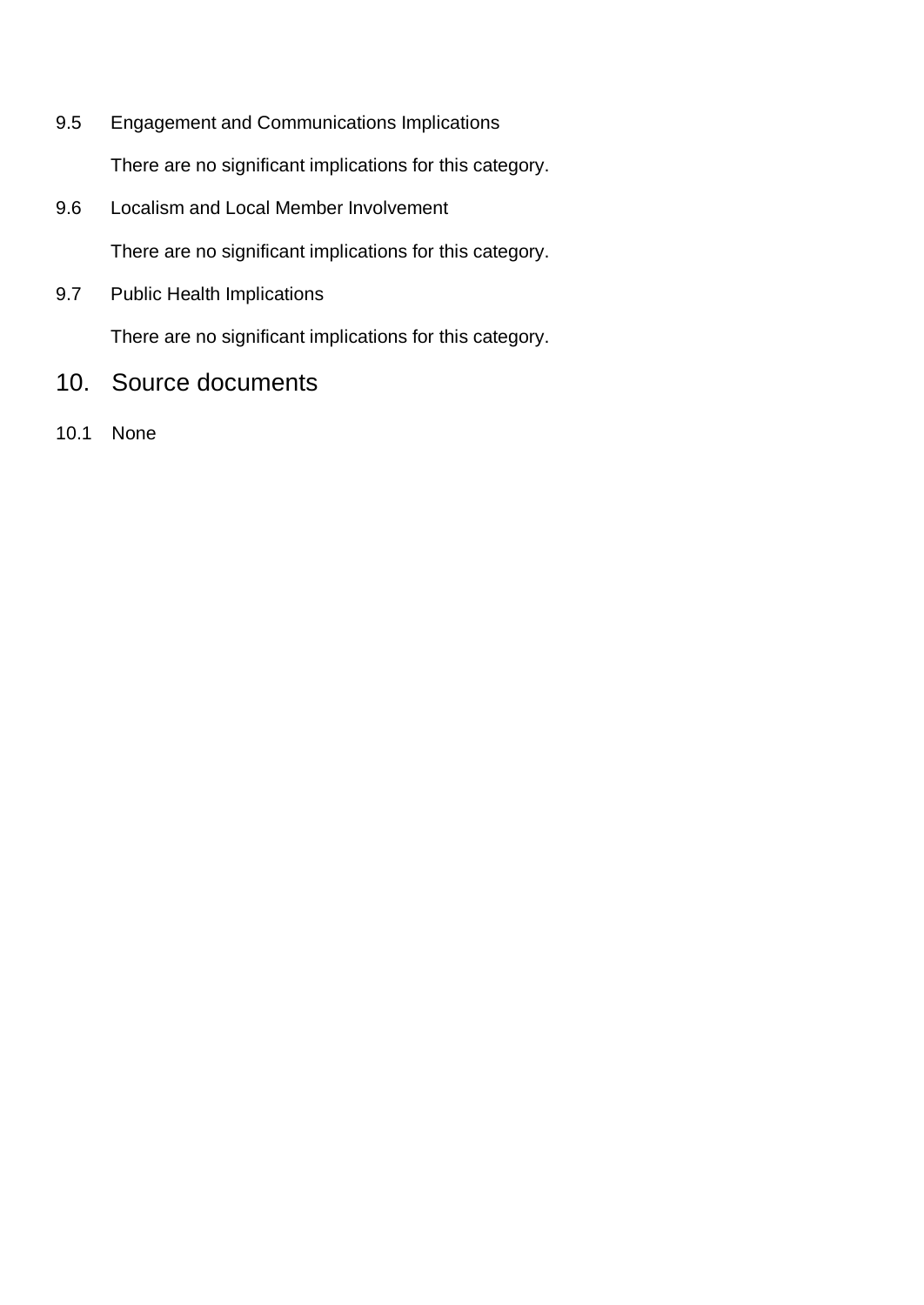9.5 Engagement and Communications Implications

There are no significant implications for this category.

9.6 Localism and Local Member Involvement

There are no significant implications for this category.

9.7 Public Health Implications

There are no significant implications for this category.

## 10. Source documents

10.1 None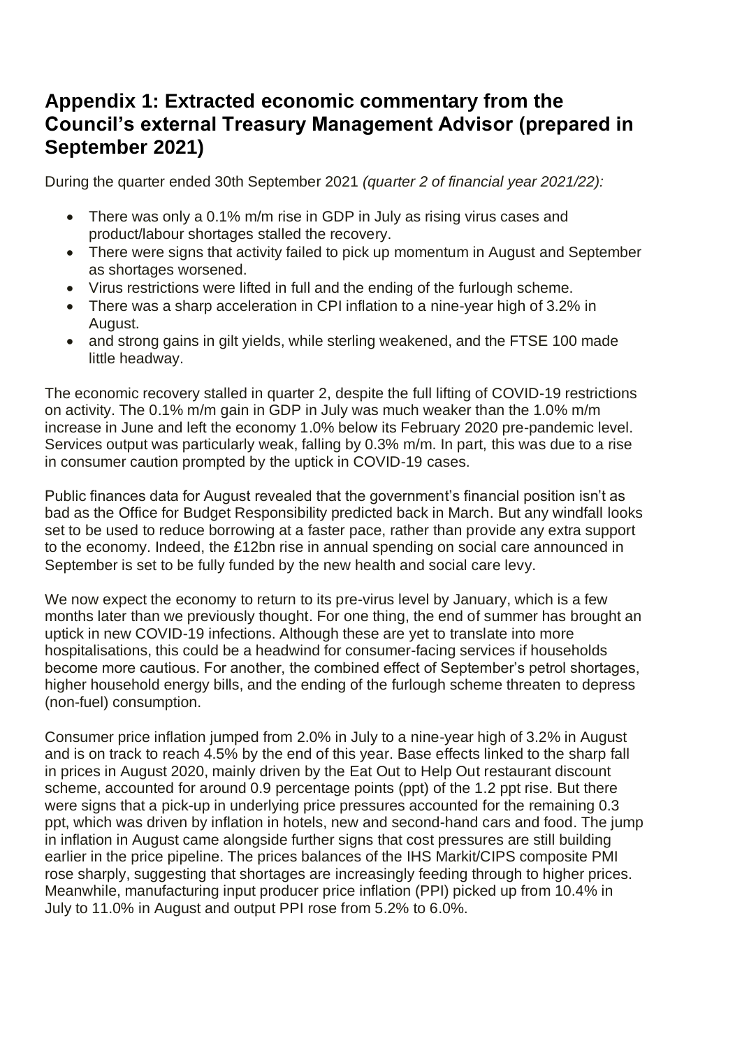## Appendix 1: Extracted economic commentary from the Council's external Treasury Management Advisor (prepared in September 2021)

During the quarter ended 30th September 2021 *(quarter 2 of financial year 2021/22):*

- There was only a 0.1% m/m rise in GDP in July as rising virus cases and product/labour shortages stalled the recovery.
- There were signs that activity failed to pick up momentum in August and September as shortages worsened.
- Virus restrictions were lifted in full and the ending of the furlough scheme.
- There was a sharp acceleration in CPI inflation to a nine-year high of 3.2% in August.
- and strong gains in gilt yields, while sterling weakened, and the FTSE 100 made little headway.

The economic recovery stalled in quarter 2, despite the full lifting of COVID-19 restrictions on activity. The 0.1% m/m gain in GDP in July was much weaker than the 1.0% m/m increase in June and left the economy 1.0% below its February 2020 pre-pandemic level. Services output was particularly weak, falling by 0.3% m/m. In part, this was due to a rise in consumer caution prompted by the uptick in COVID-19 cases.

Public finances data for August revealed that the government's financial position isn't as bad as the Office for Budget Responsibility predicted back in March. But any windfall looks set to be used to reduce borrowing at a faster pace, rather than provide any extra support to the economy. Indeed, the £12bn rise in annual spending on social care announced in September is set to be fully funded by the new health and social care levy.

We now expect the economy to return to its pre-virus level by January, which is a few months later than we previously thought. For one thing, the end of summer has brought an uptick in new COVID-19 infections. Although these are yet to translate into more hospitalisations, this could be a headwind for consumer-facing services if households become more cautious. For another, the combined effect of September's petrol shortages, higher household energy bills, and the ending of the furlough scheme threaten to depress (non-fuel) consumption.

Consumer price inflation jumped from 2.0% in July to a nine-year high of 3.2% in August and is on track to reach 4.5% by the end of this year. Base effects linked to the sharp fall in prices in August 2020, mainly driven by the Eat Out to Help Out restaurant discount scheme, accounted for around 0.9 percentage points (ppt) of the 1.2 ppt rise. But there were signs that a pick-up in underlying price pressures accounted for the remaining 0.3 ppt, which was driven by inflation in hotels, new and second-hand cars and food. The jump in inflation in August came alongside further signs that cost pressures are still building earlier in the price pipeline. The prices balances of the IHS Markit/CIPS composite PMI rose sharply, suggesting that shortages are increasingly feeding through to higher prices. Meanwhile, manufacturing input producer price inflation (PPI) picked up from 10.4% in July to 11.0% in August and output PPI rose from 5.2% to 6.0%.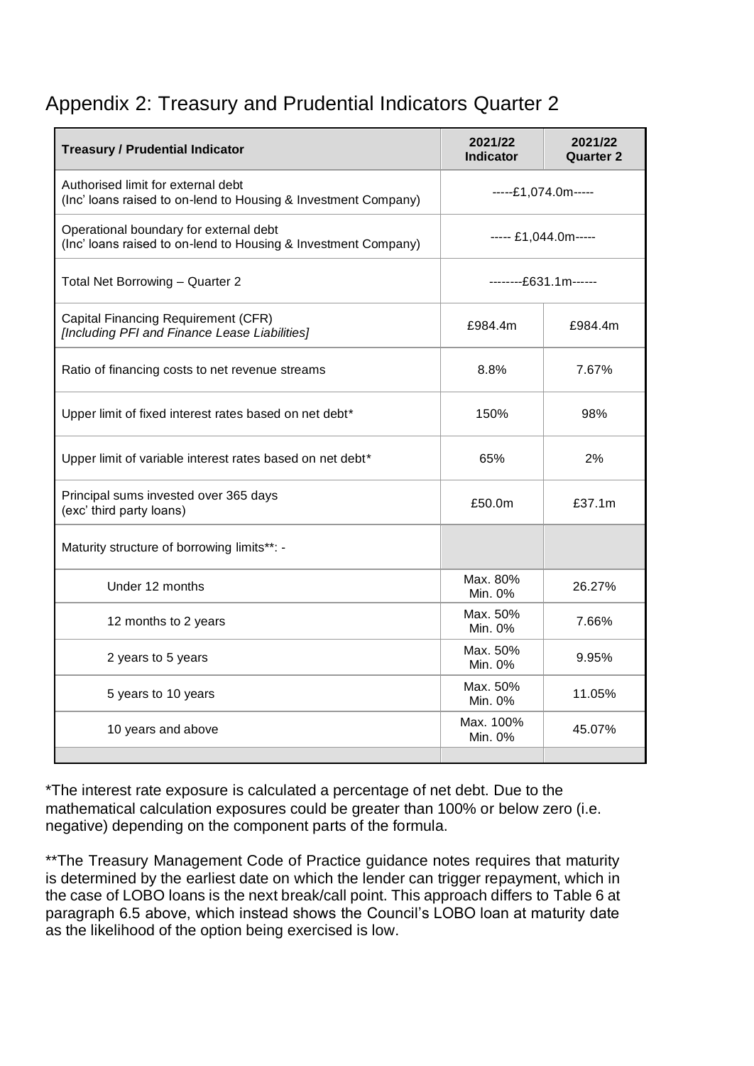# Appendix 2: Treasury and Prudential Indicators Quarter 2

| Treasury / Prudential Indicator | 2021/22 Indicator | 2021/22 Quarter 2 |
|---|---|---|
| Authorised limit for external debt (Inc' loans raised to on-lend to Housing & Investment Company) | -----£1,074.0m----- | |
| Operational boundary for external debt (Inc' loans raised to on-lend to Housing & Investment Company) | ----- £1,044.0m----- | |
| Total Net Borrowing – Quarter 2 | --------£631.1m------ | |
| Capital Financing Requirement (CFR) *[Including PFI and Finance Lease Liabilities]* | £984.4m | £984.4m |
| Ratio of financing costs to net revenue streams | 8.8% | 7.67% |
| Upper limit of fixed interest rates based on net debt* | 150% | 98% |
| Upper limit of variable interest rates based on net debt* | 65% | 2% |
| Principal sums invested over 365 days (exc' third party loans) | £50.0m | £37.1m |
| Maturity structure of borrowing limits**: - | | |
| Under 12 months | Max. 80% Min. 0% | 26.27% |
| 12 months to 2 years | Max. 50% Min. 0% | 7.66% |
| 2 years to 5 years | Max. 50% Min. 0% | 9.95% |
| 5 years to 10 years | Max. 50% Min. 0% | 11.05% |
| 10 years and above | Max. 100% Min. 0% | 45.07% |

*The interest rate exposure is calculated a percentage of net debt. Due to the mathematical calculation exposures could be greater than 100% or below zero (i.e. negative) depending on the component parts of the formula.

**The Treasury Management Code of Practice guidance notes requires that maturity is determined by the earliest date on which the lender can trigger repayment, which in the case of LOBO loans is the next break/call point. This approach differs to Table 6 at paragraph 6.5 above, which instead shows the Council's LOBO loan at maturity date as the likelihood of the option being exercised is low.